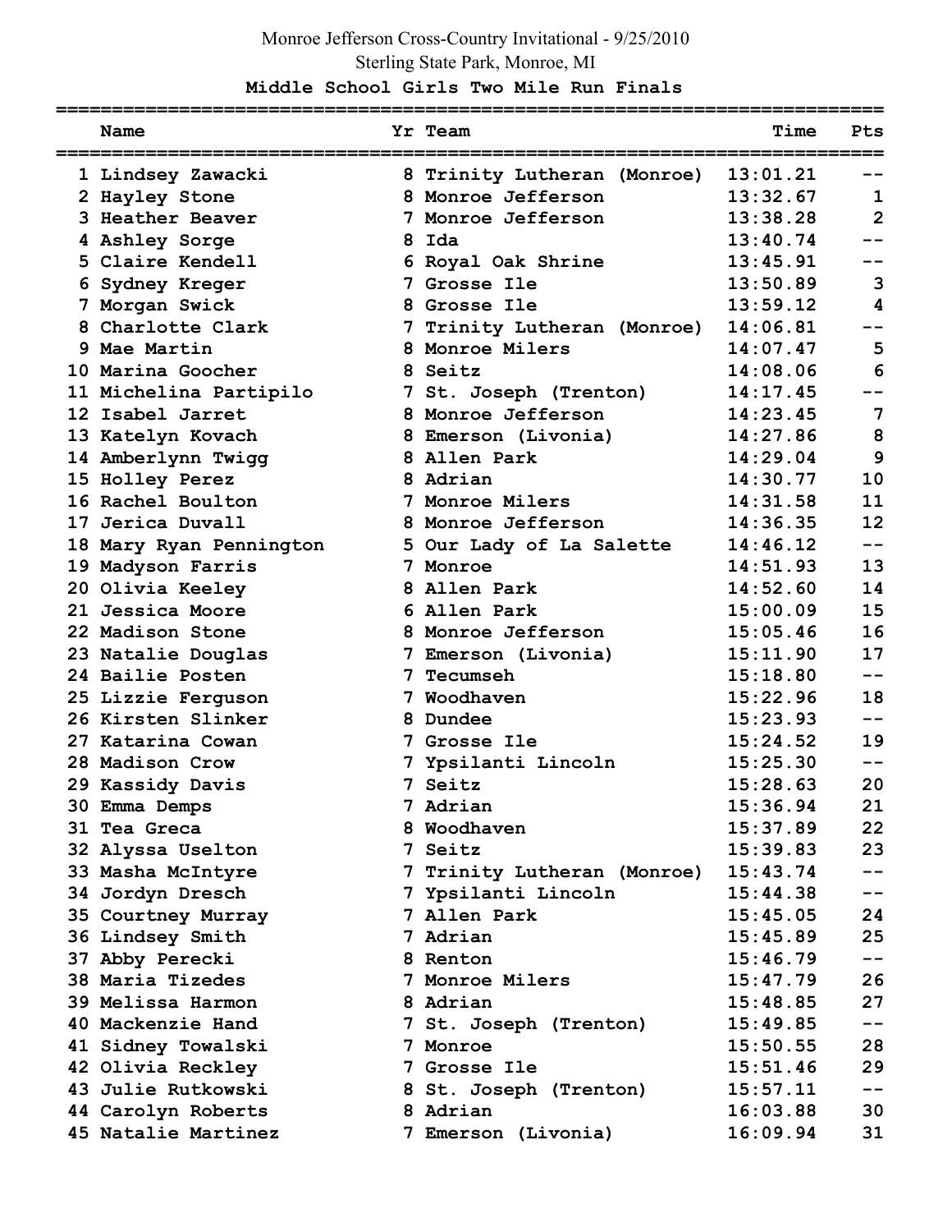Monroe Jefferson Cross-Country Invitational - 9/25/2010

Sterling State Park, Monroe, MI

## Middle School Girls Two Mile Run Finals

| | Name | Yr | Team | Time | Pts |
|---|---|---|---|---|---|
| 1 | Lindsey Zawacki | 8 | Trinity Lutheran (Monroe) | 13:01.21 | -- |
| 2 | Hayley Stone | 8 | Monroe Jefferson | 13:32.67 | 1 |
| 3 | Heather Beaver | 7 | Monroe Jefferson | 13:38.28 | 2 |
| 4 | Ashley Sorge | 8 | Ida | 13:40.74 | -- |
| 5 | Claire Kendell | 6 | Royal Oak Shrine | 13:45.91 | -- |
| 6 | Sydney Kreger | 7 | Grosse Ile | 13:50.89 | 3 |
| 7 | Morgan Swick | 8 | Grosse Ile | 13:59.12 | 4 |
| 8 | Charlotte Clark | 7 | Trinity Lutheran (Monroe) | 14:06.81 | -- |
| 9 | Mae Martin | 8 | Monroe Milers | 14:07.47 | 5 |
| 10 | Marina Goocher | 8 | Seitz | 14:08.06 | 6 |
| 11 | Michelina Partipilo | 7 | St. Joseph (Trenton) | 14:17.45 | -- |
| 12 | Isabel Jarret | 8 | Monroe Jefferson | 14:23.45 | 7 |
| 13 | Katelyn Kovach | 8 | Emerson (Livonia) | 14:27.86 | 8 |
| 14 | Amberlynn Twigg | 8 | Allen Park | 14:29.04 | 9 |
| 15 | Holley Perez | 8 | Adrian | 14:30.77 | 10 |
| 16 | Rachel Boulton | 7 | Monroe Milers | 14:31.58 | 11 |
| 17 | Jerica Duvall | 8 | Monroe Jefferson | 14:36.35 | 12 |
| 18 | Mary Ryan Pennington | 5 | Our Lady of La Salette | 14:46.12 | -- |
| 19 | Madyson Farris | 7 | Monroe | 14:51.93 | 13 |
| 20 | Olivia Keeley | 8 | Allen Park | 14:52.60 | 14 |
| 21 | Jessica Moore | 6 | Allen Park | 15:00.09 | 15 |
| 22 | Madison Stone | 8 | Monroe Jefferson | 15:05.46 | 16 |
| 23 | Natalie Douglas | 7 | Emerson (Livonia) | 15:11.90 | 17 |
| 24 | Bailie Posten | 7 | Tecumseh | 15:18.80 | -- |
| 25 | Lizzie Ferguson | 7 | Woodhaven | 15:22.96 | 18 |
| 26 | Kirsten Slinker | 8 | Dundee | 15:23.93 | -- |
| 27 | Katarina Cowan | 7 | Grosse Ile | 15:24.52 | 19 |
| 28 | Madison Crow | 7 | Ypsilanti Lincoln | 15:25.30 | -- |
| 29 | Kassidy Davis | 7 | Seitz | 15:28.63 | 20 |
| 30 | Emma Demps | 7 | Adrian | 15:36.94 | 21 |
| 31 | Tea Greca | 8 | Woodhaven | 15:37.89 | 22 |
| 32 | Alyssa Uselton | 7 | Seitz | 15:39.83 | 23 |
| 33 | Masha McIntyre | 7 | Trinity Lutheran (Monroe) | 15:43.74 | -- |
| 34 | Jordyn Dresch | 7 | Ypsilanti Lincoln | 15:44.38 | -- |
| 35 | Courtney Murray | 7 | Allen Park | 15:45.05 | 24 |
| 36 | Lindsey Smith | 7 | Adrian | 15:45.89 | 25 |
| 37 | Abby Perecki | 8 | Renton | 15:46.79 | -- |
| 38 | Maria Tizedes | 7 | Monroe Milers | 15:47.79 | 26 |
| 39 | Melissa Harmon | 8 | Adrian | 15:48.85 | 27 |
| 40 | Mackenzie Hand | 7 | St. Joseph (Trenton) | 15:49.85 | -- |
| 41 | Sidney Towalski | 7 | Monroe | 15:50.55 | 28 |
| 42 | Olivia Reckley | 7 | Grosse Ile | 15:51.46 | 29 |
| 43 | Julie Rutkowski | 8 | St. Joseph (Trenton) | 15:57.11 | -- |
| 44 | Carolyn Roberts | 8 | Adrian | 16:03.88 | 30 |
| 45 | Natalie Martinez | 7 | Emerson (Livonia) | 16:09.94 | 31 |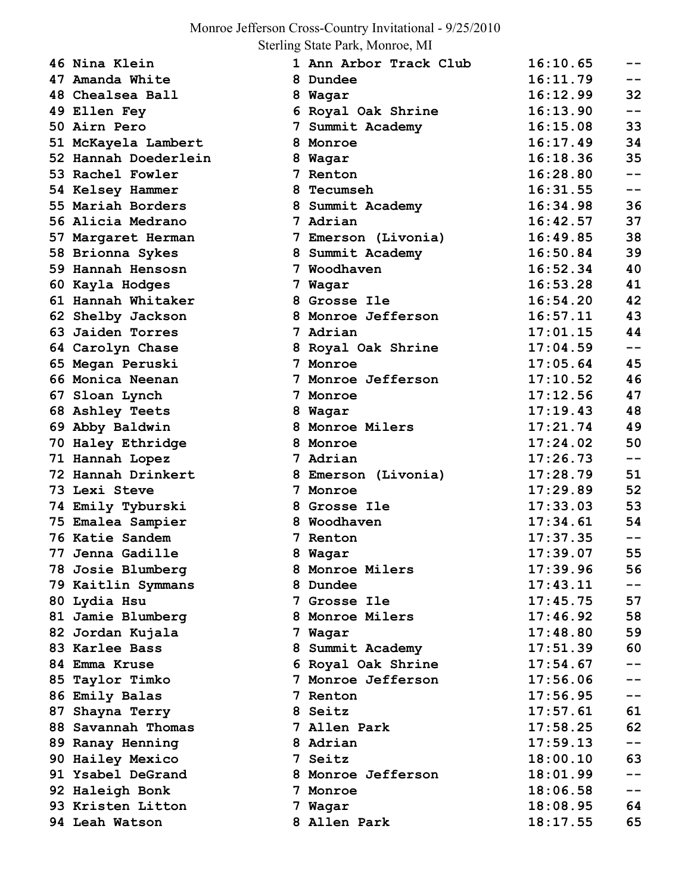Monroe Jefferson Cross-Country Invitational - 9/25/2010
Sterling State Park, Monroe, MI

| Place | Name | Grade | School | Time | Team Place |
|---|---|---|---|---|---|
| 46 | Nina Klein | 1 | Ann Arbor Track Club | 16:10.65 | -- |
| 47 | Amanda White | 8 | Dundee | 16:11.79 | -- |
| 48 | Chealsea Ball | 8 | Wagar | 16:12.99 | 32 |
| 49 | Ellen Fey | 6 | Royal Oak Shrine | 16:13.90 | -- |
| 50 | Airn Pero | 7 | Summit Academy | 16:15.08 | 33 |
| 51 | McKayela Lambert | 8 | Monroe | 16:17.49 | 34 |
| 52 | Hannah Doederlein | 8 | Wagar | 16:18.36 | 35 |
| 53 | Rachel Fowler | 7 | Renton | 16:28.80 | -- |
| 54 | Kelsey Hammer | 8 | Tecumseh | 16:31.55 | -- |
| 55 | Mariah Borders | 8 | Summit Academy | 16:34.98 | 36 |
| 56 | Alicia Medrano | 7 | Adrian | 16:42.57 | 37 |
| 57 | Margaret Herman | 7 | Emerson (Livonia) | 16:49.85 | 38 |
| 58 | Brionna Sykes | 8 | Summit Academy | 16:50.84 | 39 |
| 59 | Hannah Hensosn | 7 | Woodhaven | 16:52.34 | 40 |
| 60 | Kayla Hodges | 7 | Wagar | 16:53.28 | 41 |
| 61 | Hannah Whitaker | 8 | Grosse Ile | 16:54.20 | 42 |
| 62 | Shelby Jackson | 8 | Monroe Jefferson | 16:57.11 | 43 |
| 63 | Jaiden Torres | 7 | Adrian | 17:01.15 | 44 |
| 64 | Carolyn Chase | 8 | Royal Oak Shrine | 17:04.59 | -- |
| 65 | Megan Peruski | 7 | Monroe | 17:05.64 | 45 |
| 66 | Monica Neenan | 7 | Monroe Jefferson | 17:10.52 | 46 |
| 67 | Sloan Lynch | 7 | Monroe | 17:12.56 | 47 |
| 68 | Ashley Teets | 8 | Wagar | 17:19.43 | 48 |
| 69 | Abby Baldwin | 8 | Monroe Milers | 17:21.74 | 49 |
| 70 | Haley Ethridge | 8 | Monroe | 17:24.02 | 50 |
| 71 | Hannah Lopez | 7 | Adrian | 17:26.73 | -- |
| 72 | Hannah Drinkert | 8 | Emerson (Livonia) | 17:28.79 | 51 |
| 73 | Lexi Steve | 7 | Monroe | 17:29.89 | 52 |
| 74 | Emily Tyburski | 8 | Grosse Ile | 17:33.03 | 53 |
| 75 | Emalea Sampier | 8 | Woodhaven | 17:34.61 | 54 |
| 76 | Katie Sandem | 7 | Renton | 17:37.35 | -- |
| 77 | Jenna Gadille | 8 | Wagar | 17:39.07 | 55 |
| 78 | Josie Blumberg | 8 | Monroe Milers | 17:39.96 | 56 |
| 79 | Kaitlin Symmans | 8 | Dundee | 17:43.11 | -- |
| 80 | Lydia Hsu | 7 | Grosse Ile | 17:45.75 | 57 |
| 81 | Jamie Blumberg | 8 | Monroe Milers | 17:46.92 | 58 |
| 82 | Jordan Kujala | 7 | Wagar | 17:48.80 | 59 |
| 83 | Karlee Bass | 8 | Summit Academy | 17:51.39 | 60 |
| 84 | Emma Kruse | 6 | Royal Oak Shrine | 17:54.67 | -- |
| 85 | Taylor Timko | 7 | Monroe Jefferson | 17:56.06 | -- |
| 86 | Emily Balas | 7 | Renton | 17:56.95 | -- |
| 87 | Shayna Terry | 8 | Seitz | 17:57.61 | 61 |
| 88 | Savannah Thomas | 7 | Allen Park | 17:58.25 | 62 |
| 89 | Ranay Henning | 8 | Adrian | 17:59.13 | -- |
| 90 | Hailey Mexico | 7 | Seitz | 18:00.10 | 63 |
| 91 | Ysabel DeGrand | 8 | Monroe Jefferson | 18:01.99 | -- |
| 92 | Haleigh Bonk | 7 | Monroe | 18:06.58 | -- |
| 93 | Kristen Litton | 7 | Wagar | 18:08.95 | 64 |
| 94 | Leah Watson | 8 | Allen Park | 18:17.55 | 65 |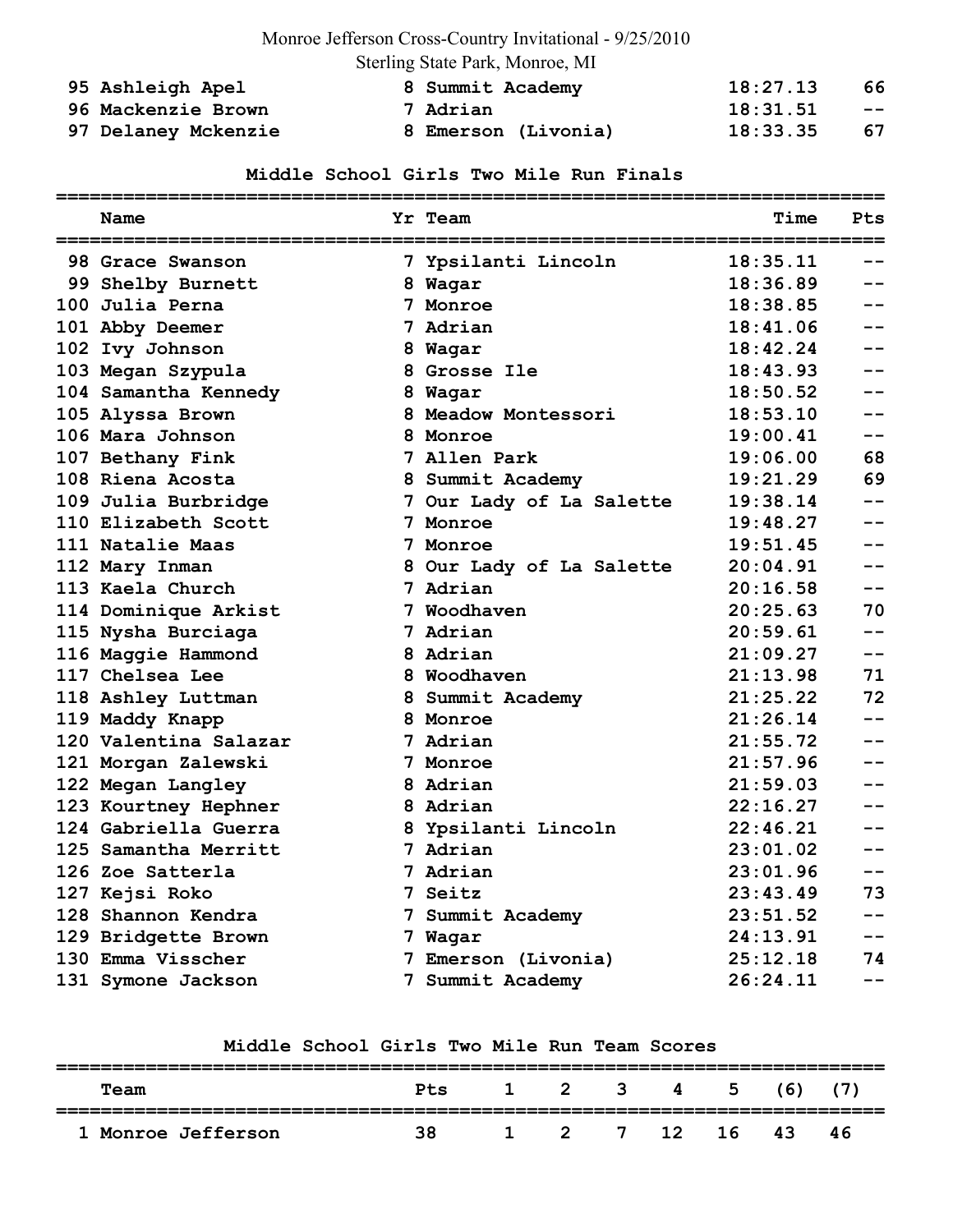| | Name | Yr | Team | Time | Pts |
|---|---|---|---|---|---|
| 95 | Ashleigh Apel | 8 | Summit Academy | 18:27.13 | 66 |
| 96 | Mackenzie Brown | 7 | Adrian | 18:31.51 | -- |
| 97 | Delaney Mckenzie | 8 | Emerson (Livonia) | 18:33.35 | 67 |

## Middle School Girls Two Mile Run Finals

| | Name | Yr | Team | Time | Pts |
|---|---|---|---|---|---|
| 98 | Grace Swanson | 7 | Ypsilanti Lincoln | 18:35.11 | -- |
| 99 | Shelby Burnett | 8 | Wagar | 18:36.89 | -- |
| 100 | Julia Perna | 7 | Monroe | 18:38.85 | -- |
| 101 | Abby Deemer | 7 | Adrian | 18:41.06 | -- |
| 102 | Ivy Johnson | 8 | Wagar | 18:42.24 | -- |
| 103 | Megan Szypula | 8 | Grosse Ile | 18:43.93 | -- |
| 104 | Samantha Kennedy | 8 | Wagar | 18:50.52 | -- |
| 105 | Alyssa Brown | 8 | Meadow Montessori | 18:53.10 | -- |
| 106 | Mara Johnson | 8 | Monroe | 19:00.41 | -- |
| 107 | Bethany Fink | 7 | Allen Park | 19:06.00 | 68 |
| 108 | Riena Acosta | 8 | Summit Academy | 19:21.29 | 69 |
| 109 | Julia Burbridge | 7 | Our Lady of La Salette | 19:38.14 | -- |
| 110 | Elizabeth Scott | 7 | Monroe | 19:48.27 | -- |
| 111 | Natalie Maas | 7 | Monroe | 19:51.45 | -- |
| 112 | Mary Inman | 8 | Our Lady of La Salette | 20:04.91 | -- |
| 113 | Kaela Church | 7 | Adrian | 20:16.58 | -- |
| 114 | Dominique Arkist | 7 | Woodhaven | 20:25.63 | 70 |
| 115 | Nysha Burciaga | 7 | Adrian | 20:59.61 | -- |
| 116 | Maggie Hammond | 8 | Adrian | 21:09.27 | -- |
| 117 | Chelsea Lee | 8 | Woodhaven | 21:13.98 | 71 |
| 118 | Ashley Luttman | 8 | Summit Academy | 21:25.22 | 72 |
| 119 | Maddy Knapp | 8 | Monroe | 21:26.14 | -- |
| 120 | Valentina Salazar | 7 | Adrian | 21:55.72 | -- |
| 121 | Morgan Zalewski | 7 | Monroe | 21:57.96 | -- |
| 122 | Megan Langley | 8 | Adrian | 21:59.03 | -- |
| 123 | Kourtney Hephner | 8 | Adrian | 22:16.27 | -- |
| 124 | Gabriella Guerra | 8 | Ypsilanti Lincoln | 22:46.21 | -- |
| 125 | Samantha Merritt | 7 | Adrian | 23:01.02 | -- |
| 126 | Zoe Satterla | 7 | Adrian | 23:01.96 | -- |
| 127 | Kejsi Roko | 7 | Seitz | 23:43.49 | 73 |
| 128 | Shannon Kendra | 7 | Summit Academy | 23:51.52 | -- |
| 129 | Bridgette Brown | 7 | Wagar | 24:13.91 | -- |
| 130 | Emma Visscher | 7 | Emerson (Livonia) | 25:12.18 | 74 |
| 131 | Symone Jackson | 7 | Summit Academy | 26:24.11 | -- |

## Middle School Girls Two Mile Run Team Scores

| | Team | Pts | 1 | 2 | 3 | 4 | 5 | (6) | (7) |
|---|---|---|---|---|---|---|---|---|---|
| 1 | Monroe Jefferson | 38 | 1 | 2 | 7 | 12 | 16 | 43 | 46 |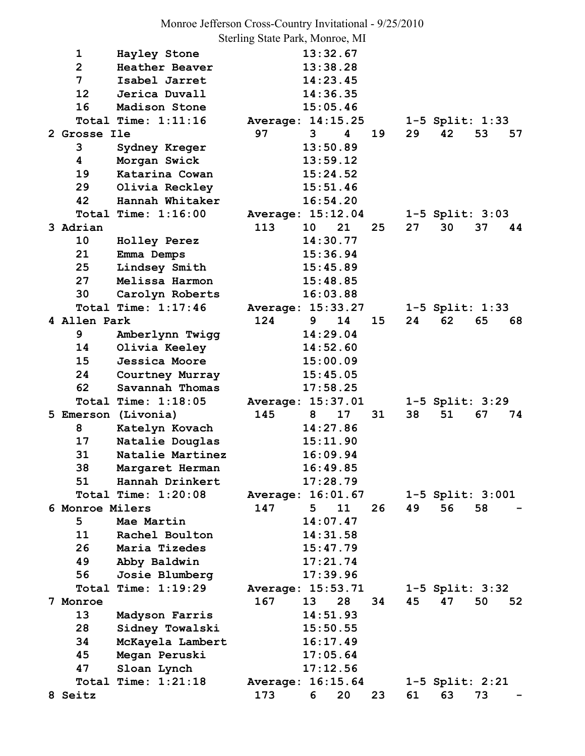Monroe Jefferson Cross-Country Invitational - 9/25/2010
Sterling State Park, Monroe, MI

```
    1     Hayley Stone              13:32.67
    2     Heather Beaver            13:38.28
    7     Isabel Jarret             14:23.45
    12    Jerica Duvall             14:36.35
    16    Madison Stone             15:05.46
    Total Time: 1:11:16       Average: 14:15.25      1-5 Split: 1:33
2 Grosse Ile                   97     3    4    19    29   42   53   57
    3     Sydney Kreger             13:50.89
    4     Morgan Swick              13:59.12
    19    Katarina Cowan            15:24.52
    29    Olivia Reckley            15:51.46
    42    Hannah Whitaker           16:54.20
    Total Time: 1:16:00       Average: 15:12.04      1-5 Split: 3:03
3 Adrian                       113    10   21   25    27   30   37   44
    10    Holley Perez              14:30.77
    21    Emma Demps                15:36.94
    25    Lindsey Smith             15:45.89
    27    Melissa Harmon            15:48.85
    30    Carolyn Roberts           16:03.88
    Total Time: 1:17:46       Average: 15:33.27      1-5 Split: 1:33
4 Allen Park                   124    9    14   15    24   62   65   68
    9     Amberlynn Twigg           14:29.04
    14    Olivia Keeley             14:52.60
    15    Jessica Moore             15:00.09
    24    Courtney Murray           15:45.05
    62    Savannah Thomas           17:58.25
    Total Time: 1:18:05       Average: 15:37.01      1-5 Split: 3:29
5 Emerson (Livonia)            145    8    17   31    38   51   67   74
    8     Katelyn Kovach            14:27.86
    17    Natalie Douglas           15:11.90
    31    Natalie Martinez          16:09.94
    38    Margaret Herman           16:49.85
    51    Hannah Drinkert           17:28.79
    Total Time: 1:20:08       Average: 16:01.67      1-5 Split: 3:001
6 Monroe Milers                147    5    11   26    49   56   58   -
    5     Mae Martin                14:07.47
    11    Rachel Boulton            14:31.58
    26    Maria Tizedes             15:47.79
    49    Abby Baldwin              17:21.74
    56    Josie Blumberg            17:39.96
    Total Time: 1:19:29       Average: 15:53.71      1-5 Split: 3:32
7 Monroe                       167    13   28   34    45   47   50   52
    13    Madyson Farris            14:51.93
    28    Sidney Towalski           15:50.55
    34    McKayela Lambert          16:17.49
    45    Megan Peruski             17:05.64
    47    Sloan Lynch               17:12.56
    Total Time: 1:21:18       Average: 16:15.64      1-5 Split: 2:21
8 Seitz                        173    6    20   23    61   63   73   -
```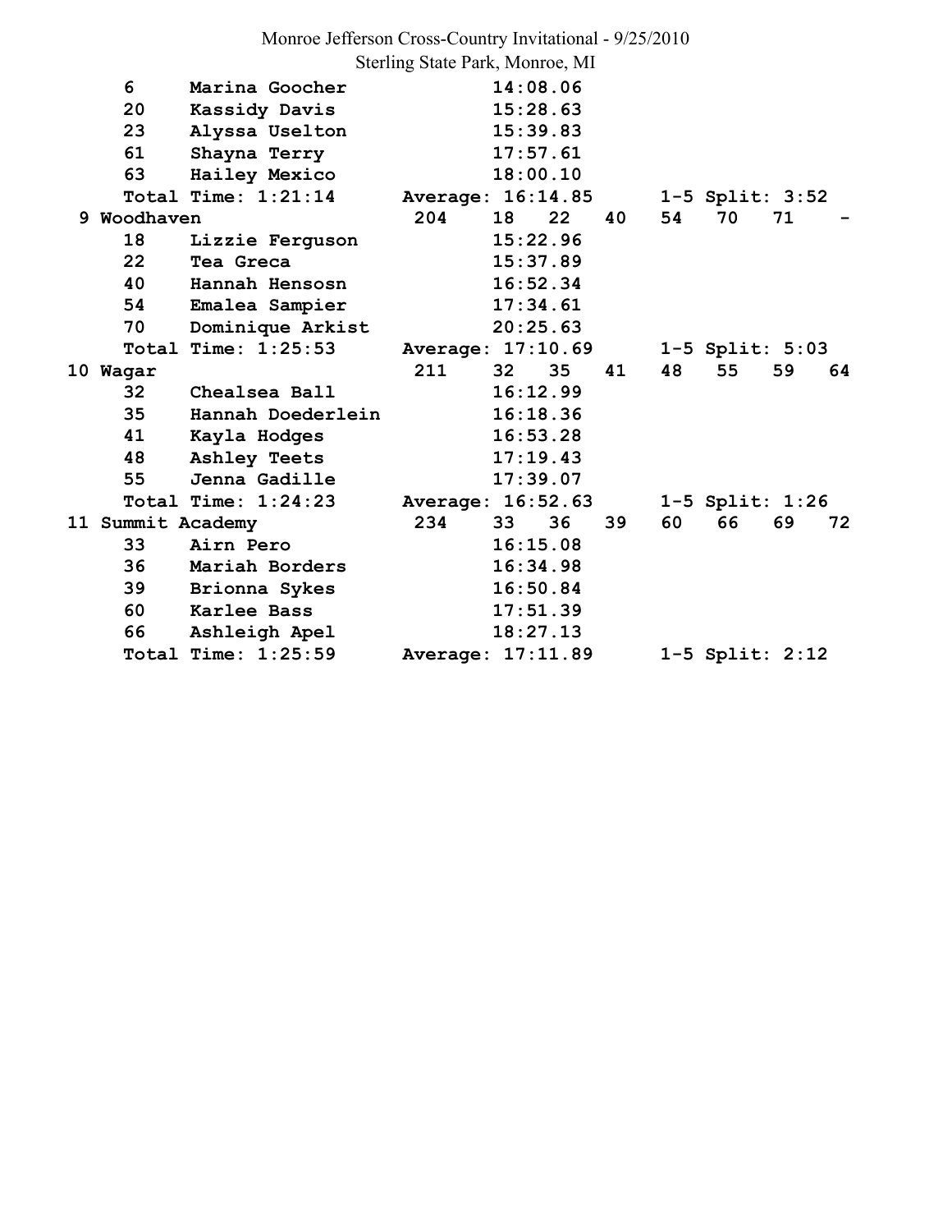Monroe Jefferson Cross-Country Invitational - 9/25/2010
Sterling State Park, Monroe, MI

```
     6    Marina Goocher              14:08.06
     20   Kassidy Davis               15:28.63
     23   Alyssa Uselton              15:39.83
     61   Shayna Terry                17:57.61
     63   Hailey Mexico               18:00.10
     Total Time: 1:21:14     Average: 16:14.85     1-5 Split: 3:52
  9 Woodhaven                204    18   22   40   54   70   71   -
     18   Lizzie Ferguson             15:22.96
     22   Tea Greca                   15:37.89
     40   Hannah Hensosn              16:52.34
     54   Emalea Sampier              17:34.61
     70   Dominique Arkist            20:25.63
     Total Time: 1:25:53     Average: 17:10.69     1-5 Split: 5:03
 10 Wagar                    211    32   35   41   48   55   59   64
     32   Chealsea Ball               16:12.99
     35   Hannah Doederlein           16:18.36
     41   Kayla Hodges                16:53.28
     48   Ashley Teets                17:19.43
     55   Jenna Gadille               17:39.07
     Total Time: 1:24:23     Average: 16:52.63     1-5 Split: 1:26
 11 Summit Academy           234    33   36   39   60   66   69   72
     33   Airn Pero                   16:15.08
     36   Mariah Borders              16:34.98
     39   Brionna Sykes               16:50.84
     60   Karlee Bass                 17:51.39
     66   Ashleigh Apel               18:27.13
     Total Time: 1:25:59     Average: 17:11.89     1-5 Split: 2:12
```